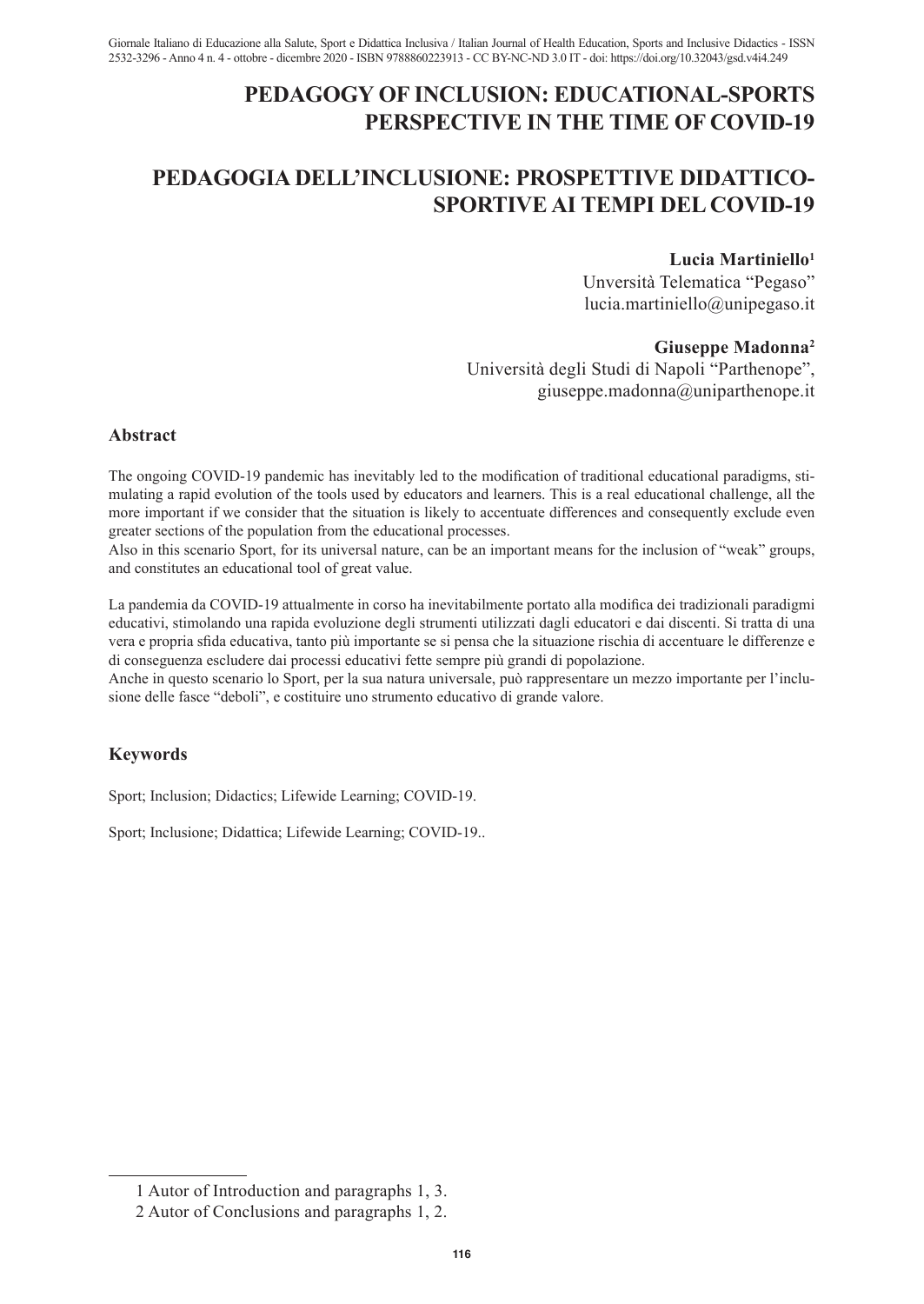# PEDAGOGY OF INCLUSION: EDUCATIONAL-SPORTS PERSPECTIVE IN THE TIME OF COVID-19

# PEDAGOGIA DELL'INCLUSIONE: PROSPETTIVE DIDATTICO-SPORTIVE AI TEMPI DEL COVID-19

**Lucia Martiniello**[1]
Unversità Telematica "Pegaso"
lucia.martiniello@unipegaso.it

**Giuseppe Madonna**[2]
Università degli Studi di Napoli "Parthenope",
giuseppe.madonna@uniparthenope.it

## Abstract

The ongoing COVID-19 pandemic has inevitably led to the modification of traditional educational paradigms, stimulating a rapid evolution of the tools used by educators and learners. This is a real educational challenge, all the more important if we consider that the situation is likely to accentuate differences and consequently exclude even greater sections of the population from the educational processes.
Also in this scenario Sport, for its universal nature, can be an important means for the inclusion of "weak" groups, and constitutes an educational tool of great value.

La pandemia da COVID-19 attualmente in corso ha inevitabilmente portato alla modifica dei tradizionali paradigmi educativi, stimolando una rapida evoluzione degli strumenti utilizzati dagli educatori e dai discenti. Si tratta di una vera e propria sfida educativa, tanto più importante se si pensa che la situazione rischia di accentuare le differenze e di conseguenza escludere dai processi educativi fette sempre più grandi di popolazione.
Anche in questo scenario lo Sport, per la sua natura universale, può rappresentare un mezzo importante per l'inclusione delle fasce "deboli", e costituire uno strumento educativo di grande valore.

## Keywords

Sport; Inclusion; Didactics; Lifewide Learning; COVID-19.

Sport; Inclusione; Didattica; Lifewide Learning; COVID-19..

---

[1] Autor of Introduction and paragraphs 1, 3.
[2] Autor of Conclusions and paragraphs 1, 2.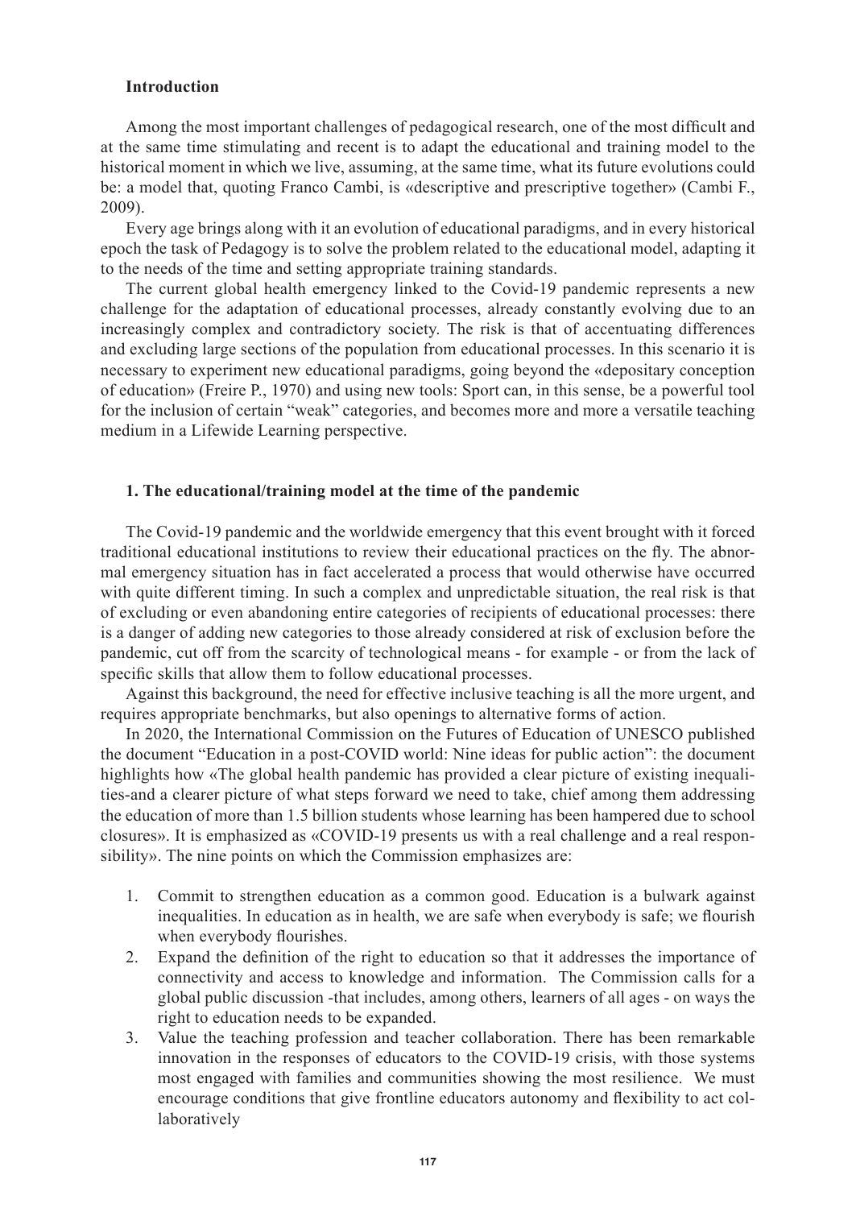## Introduction

Among the most important challenges of pedagogical research, one of the most difficult and at the same time stimulating and recent is to adapt the educational and training model to the historical moment in which we live, assuming, at the same time, what its future evolutions could be: a model that, quoting Franco Cambi, is «descriptive and prescriptive together» (Cambi F., 2009).

Every age brings along with it an evolution of educational paradigms, and in every historical epoch the task of Pedagogy is to solve the problem related to the educational model, adapting it to the needs of the time and setting appropriate training standards.

The current global health emergency linked to the Covid-19 pandemic represents a new challenge for the adaptation of educational processes, already constantly evolving due to an increasingly complex and contradictory society. The risk is that of accentuating differences and excluding large sections of the population from educational processes. In this scenario it is necessary to experiment new educational paradigms, going beyond the «depositary conception of education» (Freire P., 1970) and using new tools: Sport can, in this sense, be a powerful tool for the inclusion of certain "weak" categories, and becomes more and more a versatile teaching medium in a Lifewide Learning perspective.

## 1. The educational/training model at the time of the pandemic

The Covid-19 pandemic and the worldwide emergency that this event brought with it forced traditional educational institutions to review their educational practices on the fly. The abnormal emergency situation has in fact accelerated a process that would otherwise have occurred with quite different timing. In such a complex and unpredictable situation, the real risk is that of excluding or even abandoning entire categories of recipients of educational processes: there is a danger of adding new categories to those already considered at risk of exclusion before the pandemic, cut off from the scarcity of technological means - for example - or from the lack of specific skills that allow them to follow educational processes.

Against this background, the need for effective inclusive teaching is all the more urgent, and requires appropriate benchmarks, but also openings to alternative forms of action.

In 2020, the International Commission on the Futures of Education of UNESCO published the document "Education in a post-COVID world: Nine ideas for public action": the document highlights how «The global health pandemic has provided a clear picture of existing inequalities-and a clearer picture of what steps forward we need to take, chief among them addressing the education of more than 1.5 billion students whose learning has been hampered due to school closures». It is emphasized as «COVID-19 presents us with a real challenge and a real responsibility». The nine points on which the Commission emphasizes are:

1. Commit to strengthen education as a common good. Education is a bulwark against inequalities. In education as in health, we are safe when everybody is safe; we flourish when everybody flourishes.
2. Expand the definition of the right to education so that it addresses the importance of connectivity and access to knowledge and information. The Commission calls for a global public discussion -that includes, among others, learners of all ages - on ways the right to education needs to be expanded.
3. Value the teaching profession and teacher collaboration. There has been remarkable innovation in the responses of educators to the COVID-19 crisis, with those systems most engaged with families and communities showing the most resilience. We must encourage conditions that give frontline educators autonomy and flexibility to act collaboratively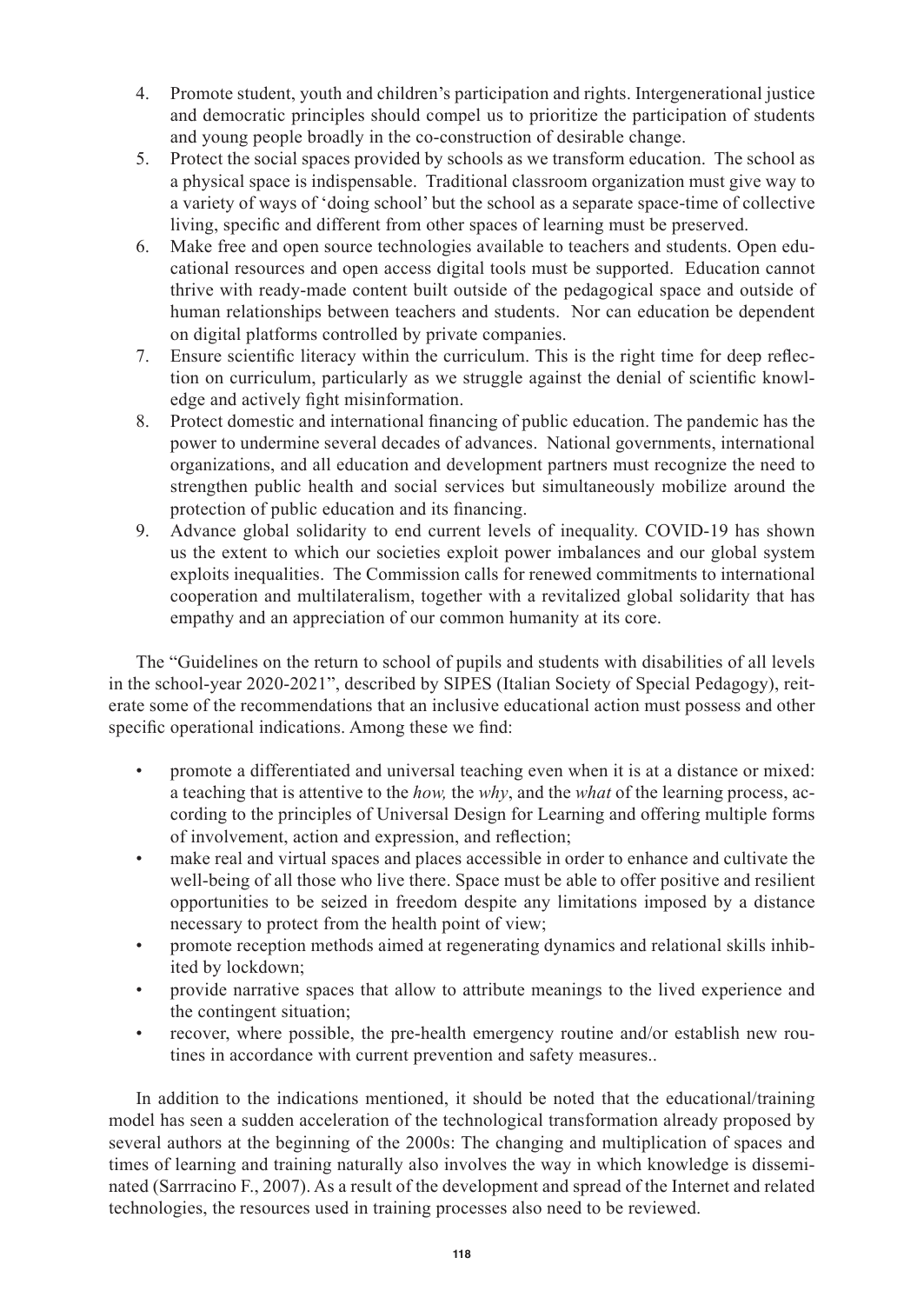4. Promote student, youth and children's participation and rights. Intergenerational justice and democratic principles should compel us to prioritize the participation of students and young people broadly in the co-construction of desirable change.
5. Protect the social spaces provided by schools as we transform education. The school as a physical space is indispensable. Traditional classroom organization must give way to a variety of ways of 'doing school' but the school as a separate space-time of collective living, specific and different from other spaces of learning must be preserved.
6. Make free and open source technologies available to teachers and students. Open educational resources and open access digital tools must be supported. Education cannot thrive with ready-made content built outside of the pedagogical space and outside of human relationships between teachers and students. Nor can education be dependent on digital platforms controlled by private companies.
7. Ensure scientific literacy within the curriculum. This is the right time for deep reflection on curriculum, particularly as we struggle against the denial of scientific knowledge and actively fight misinformation.
8. Protect domestic and international financing of public education. The pandemic has the power to undermine several decades of advances. National governments, international organizations, and all education and development partners must recognize the need to strengthen public health and social services but simultaneously mobilize around the protection of public education and its financing.
9. Advance global solidarity to end current levels of inequality. COVID-19 has shown us the extent to which our societies exploit power imbalances and our global system exploits inequalities. The Commission calls for renewed commitments to international cooperation and multilateralism, together with a revitalized global solidarity that has empathy and an appreciation of our common humanity at its core.

The "Guidelines on the return to school of pupils and students with disabilities of all levels in the school-year 2020-2021", described by SIPES (Italian Society of Special Pedagogy), reiterate some of the recommendations that an inclusive educational action must possess and other specific operational indications. Among these we find:

- promote a differentiated and universal teaching even when it is at a distance or mixed: a teaching that is attentive to the *how,* the *why*, and the *what* of the learning process, according to the principles of Universal Design for Learning and offering multiple forms of involvement, action and expression, and reflection;
- make real and virtual spaces and places accessible in order to enhance and cultivate the well-being of all those who live there. Space must be able to offer positive and resilient opportunities to be seized in freedom despite any limitations imposed by a distance necessary to protect from the health point of view;
- promote reception methods aimed at regenerating dynamics and relational skills inhibited by lockdown;
- provide narrative spaces that allow to attribute meanings to the lived experience and the contingent situation;
- recover, where possible, the pre-health emergency routine and/or establish new routines in accordance with current prevention and safety measures..

In addition to the indications mentioned, it should be noted that the educational/training model has seen a sudden acceleration of the technological transformation already proposed by several authors at the beginning of the 2000s: The changing and multiplication of spaces and times of learning and training naturally also involves the way in which knowledge is disseminated (Sarrracino F., 2007). As a result of the development and spread of the Internet and related technologies, the resources used in training processes also need to be reviewed.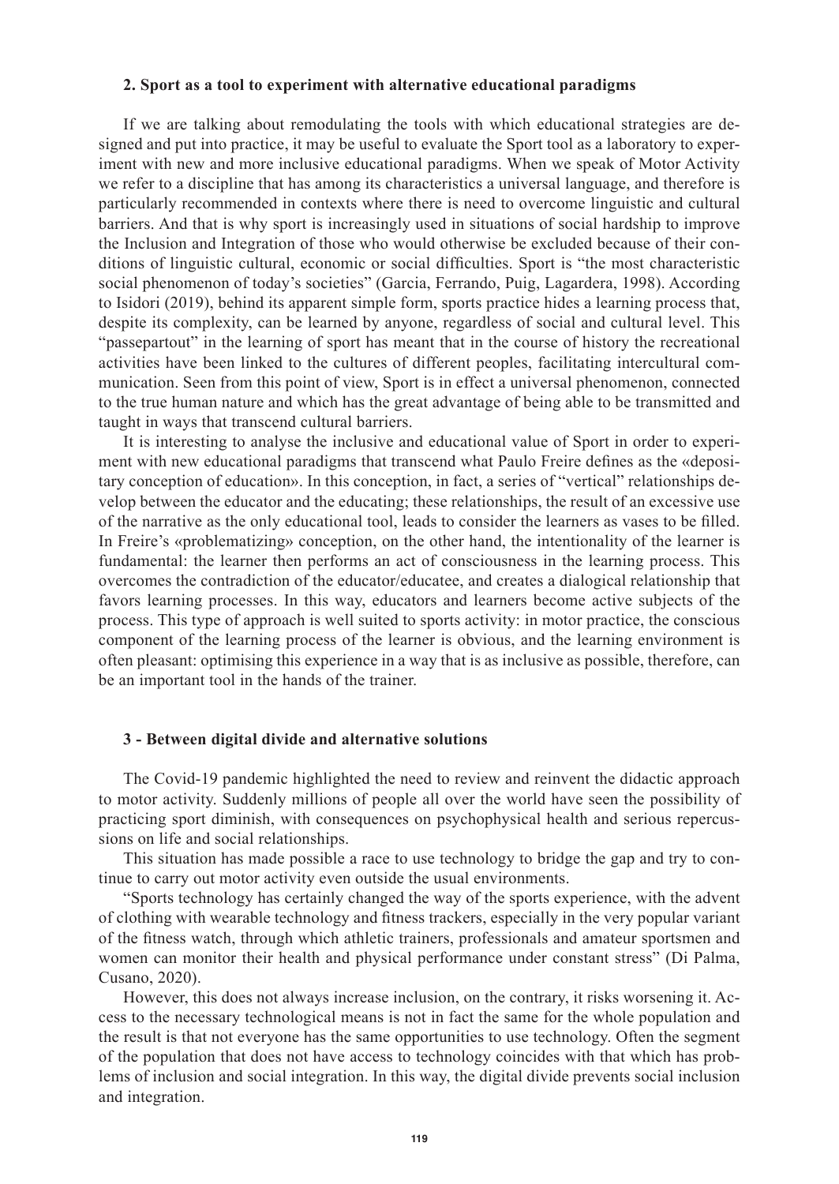## 2. Sport as a tool to experiment with alternative educational paradigms

If we are talking about remodulating the tools with which educational strategies are designed and put into practice, it may be useful to evaluate the Sport tool as a laboratory to experiment with new and more inclusive educational paradigms. When we speak of Motor Activity we refer to a discipline that has among its characteristics a universal language, and therefore is particularly recommended in contexts where there is need to overcome linguistic and cultural barriers. And that is why sport is increasingly used in situations of social hardship to improve the Inclusion and Integration of those who would otherwise be excluded because of their conditions of linguistic cultural, economic or social difficulties. Sport is "the most characteristic social phenomenon of today's societies" (Garcia, Ferrando, Puig, Lagardera, 1998). According to Isidori (2019), behind its apparent simple form, sports practice hides a learning process that, despite its complexity, can be learned by anyone, regardless of social and cultural level. This "passepartout" in the learning of sport has meant that in the course of history the recreational activities have been linked to the cultures of different peoples, facilitating intercultural communication. Seen from this point of view, Sport is in effect a universal phenomenon, connected to the true human nature and which has the great advantage of being able to be transmitted and taught in ways that transcend cultural barriers.

It is interesting to analyse the inclusive and educational value of Sport in order to experiment with new educational paradigms that transcend what Paulo Freire defines as the «depositary conception of education». In this conception, in fact, a series of "vertical" relationships develop between the educator and the educating; these relationships, the result of an excessive use of the narrative as the only educational tool, leads to consider the learners as vases to be filled. In Freire's «problematizing» conception, on the other hand, the intentionality of the learner is fundamental: the learner then performs an act of consciousness in the learning process. This overcomes the contradiction of the educator/educatee, and creates a dialogical relationship that favors learning processes. In this way, educators and learners become active subjects of the process. This type of approach is well suited to sports activity: in motor practice, the conscious component of the learning process of the learner is obvious, and the learning environment is often pleasant: optimising this experience in a way that is as inclusive as possible, therefore, can be an important tool in the hands of the trainer.

## 3 - Between digital divide and alternative solutions

The Covid-19 pandemic highlighted the need to review and reinvent the didactic approach to motor activity. Suddenly millions of people all over the world have seen the possibility of practicing sport diminish, with consequences on psychophysical health and serious repercussions on life and social relationships.

This situation has made possible a race to use technology to bridge the gap and try to continue to carry out motor activity even outside the usual environments.

"Sports technology has certainly changed the way of the sports experience, with the advent of clothing with wearable technology and fitness trackers, especially in the very popular variant of the fitness watch, through which athletic trainers, professionals and amateur sportsmen and women can monitor their health and physical performance under constant stress" (Di Palma, Cusano, 2020).

However, this does not always increase inclusion, on the contrary, it risks worsening it. Access to the necessary technological means is not in fact the same for the whole population and the result is that not everyone has the same opportunities to use technology. Often the segment of the population that does not have access to technology coincides with that which has problems of inclusion and social integration. In this way, the digital divide prevents social inclusion and integration.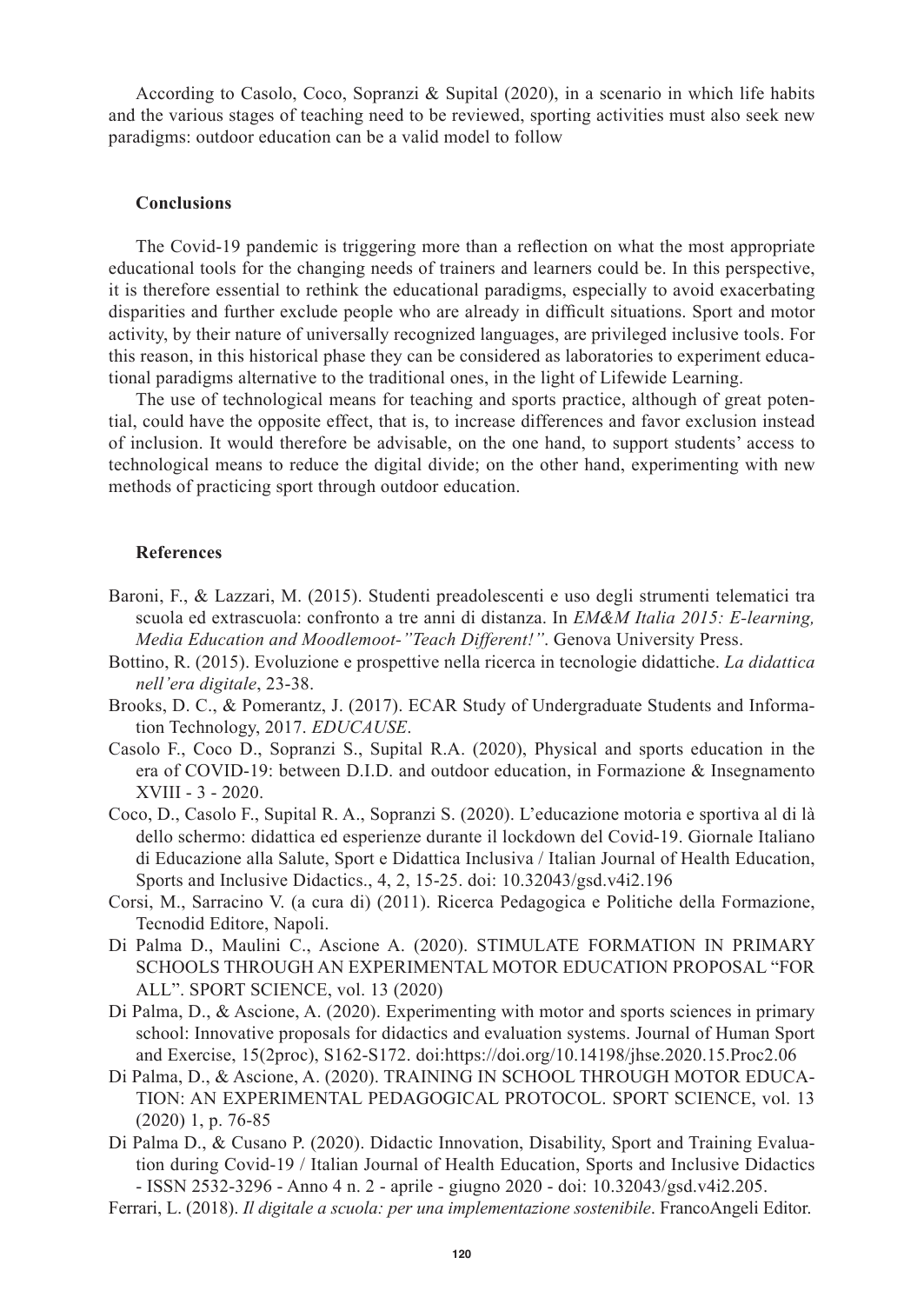According to Casolo, Coco, Sopranzi & Supital (2020), in a scenario in which life habits and the various stages of teaching need to be reviewed, sporting activities must also seek new paradigms: outdoor education can be a valid model to follow

### Conclusions

The Covid-19 pandemic is triggering more than a reflection on what the most appropriate educational tools for the changing needs of trainers and learners could be. In this perspective, it is therefore essential to rethink the educational paradigms, especially to avoid exacerbating disparities and further exclude people who are already in difficult situations. Sport and motor activity, by their nature of universally recognized languages, are privileged inclusive tools. For this reason, in this historical phase they can be considered as laboratories to experiment educational paradigms alternative to the traditional ones, in the light of Lifewide Learning.

The use of technological means for teaching and sports practice, although of great potential, could have the opposite effect, that is, to increase differences and favor exclusion instead of inclusion. It would therefore be advisable, on the one hand, to support students' access to technological means to reduce the digital divide; on the other hand, experimenting with new methods of practicing sport through outdoor education.

### References

Baroni, F., & Lazzari, M. (2015). Studenti preadolescenti e uso degli strumenti telematici tra scuola ed extrascuola: confronto a tre anni di distanza. In *EM&M Italia 2015: E-learning, Media Education and Moodlemoot-"Teach Different!"*. Genova University Press.

Bottino, R. (2015). Evoluzione e prospettive nella ricerca in tecnologie didattiche. *La didattica nell'era digitale*, 23-38.

Brooks, D. C., & Pomerantz, J. (2017). ECAR Study of Undergraduate Students and Information Technology, 2017. *EDUCAUSE*.

Casolo F., Coco D., Sopranzi S., Supital R.A. (2020), Physical and sports education in the era of COVID-19: between D.I.D. and outdoor education, in Formazione & Insegnamento XVIII - 3 - 2020.

Coco, D., Casolo F., Supital R. A., Sopranzi S. (2020). L'educazione motoria e sportiva al di là dello schermo: didattica ed esperienze durante il lockdown del Covid-19. Giornale Italiano di Educazione alla Salute, Sport e Didattica Inclusiva / Italian Journal of Health Education, Sports and Inclusive Didactics., 4, 2, 15-25. doi: 10.32043/gsd.v4i2.196

Corsi, M., Sarracino V. (a cura di) (2011). Ricerca Pedagogica e Politiche della Formazione, Tecnodid Editore, Napoli.

Di Palma D., Maulini C., Ascione A. (2020). STIMULATE FORMATION IN PRIMARY SCHOOLS THROUGH AN EXPERIMENTAL MOTOR EDUCATION PROPOSAL "FOR ALL". SPORT SCIENCE, vol. 13 (2020)

Di Palma, D., & Ascione, A. (2020). Experimenting with motor and sports sciences in primary school: Innovative proposals for didactics and evaluation systems. Journal of Human Sport and Exercise, 15(2proc), S162-S172. doi:https://doi.org/10.14198/jhse.2020.15.Proc2.06

Di Palma, D., & Ascione, A. (2020). TRAINING IN SCHOOL THROUGH MOTOR EDUCATION: AN EXPERIMENTAL PEDAGOGICAL PROTOCOL. SPORT SCIENCE, vol. 13 (2020) 1, p. 76-85

Di Palma D., & Cusano P. (2020). Didactic Innovation, Disability, Sport and Training Evaluation during Covid-19 / Italian Journal of Health Education, Sports and Inclusive Didactics - ISSN 2532-3296 - Anno 4 n. 2 - aprile - giugno 2020 - doi: 10.32043/gsd.v4i2.205.

Ferrari, L. (2018). *Il digitale a scuola: per una implementazione sostenibile*. FrancoAngeli Editor.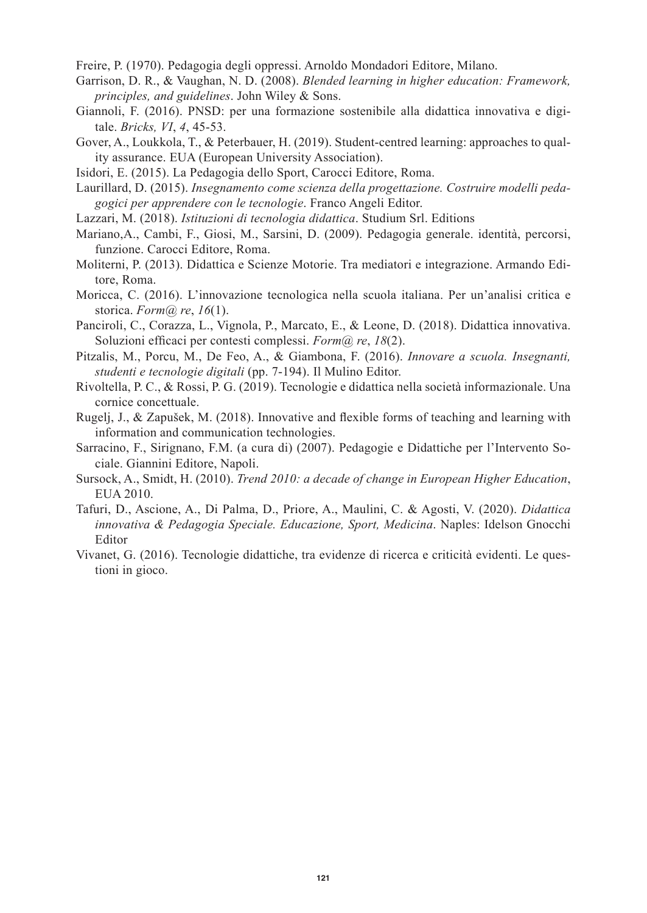Freire, P. (1970). Pedagogia degli oppressi. Arnoldo Mondadori Editore, Milano.

Garrison, D. R., & Vaughan, N. D. (2008). *Blended learning in higher education: Framework, principles, and guidelines*. John Wiley & Sons.

Giannoli, F. (2016). PNSD: per una formazione sostenibile alla didattica innovativa e digitale. *Bricks, VI*, *4*, 45-53.

Gover, A., Loukkola, T., & Peterbauer, H. (2019). Student-centred learning: approaches to quality assurance. EUA (European University Association).

Isidori, E. (2015). La Pedagogia dello Sport, Carocci Editore, Roma.

Laurillard, D. (2015). *Insegnamento come scienza della progettazione. Costruire modelli pedagogici per apprendere con le tecnologie*. Franco Angeli Editor.

Lazzari, M. (2018). *Istituzioni di tecnologia didattica*. Studium Srl. Editions

Mariano,A., Cambi, F., Giosi, M., Sarsini, D. (2009). Pedagogia generale. identità, percorsi, funzione. Carocci Editore, Roma.

Moliterni, P. (2013). Didattica e Scienze Motorie. Tra mediatori e integrazione. Armando Editore, Roma.

Moricca, C. (2016). L'innovazione tecnologica nella scuola italiana. Per un'analisi critica e storica. *Form@ re*, *16*(1).

Panciroli, C., Corazza, L., Vignola, P., Marcato, E., & Leone, D. (2018). Didattica innovativa. Soluzioni efficaci per contesti complessi. *Form@ re*, *18*(2).

Pitzalis, M., Porcu, M., De Feo, A., & Giambona, F. (2016). *Innovare a scuola. Insegnanti, studenti e tecnologie digitali* (pp. 7-194). Il Mulino Editor.

Rivoltella, P. C., & Rossi, P. G. (2019). Tecnologie e didattica nella società informazionale. Una cornice concettuale.

Rugelj, J., & Zapušek, M. (2018). Innovative and flexible forms of teaching and learning with information and communication technologies.

Sarracino, F., Sirignano, F.M. (a cura di) (2007). Pedagogie e Didattiche per l'Intervento Sociale. Giannini Editore, Napoli.

Sursock, A., Smidt, H. (2010). *Trend 2010: a decade of change in European Higher Education*, EUA 2010.

Tafuri, D., Ascione, A., Di Palma, D., Priore, A., Maulini, C. & Agosti, V. (2020). *Didattica innovativa & Pedagogia Speciale. Educazione, Sport, Medicina*. Naples: Idelson Gnocchi Editor

Vivanet, G. (2016). Tecnologie didattiche, tra evidenze di ricerca e criticità evidenti. Le questioni in gioco.